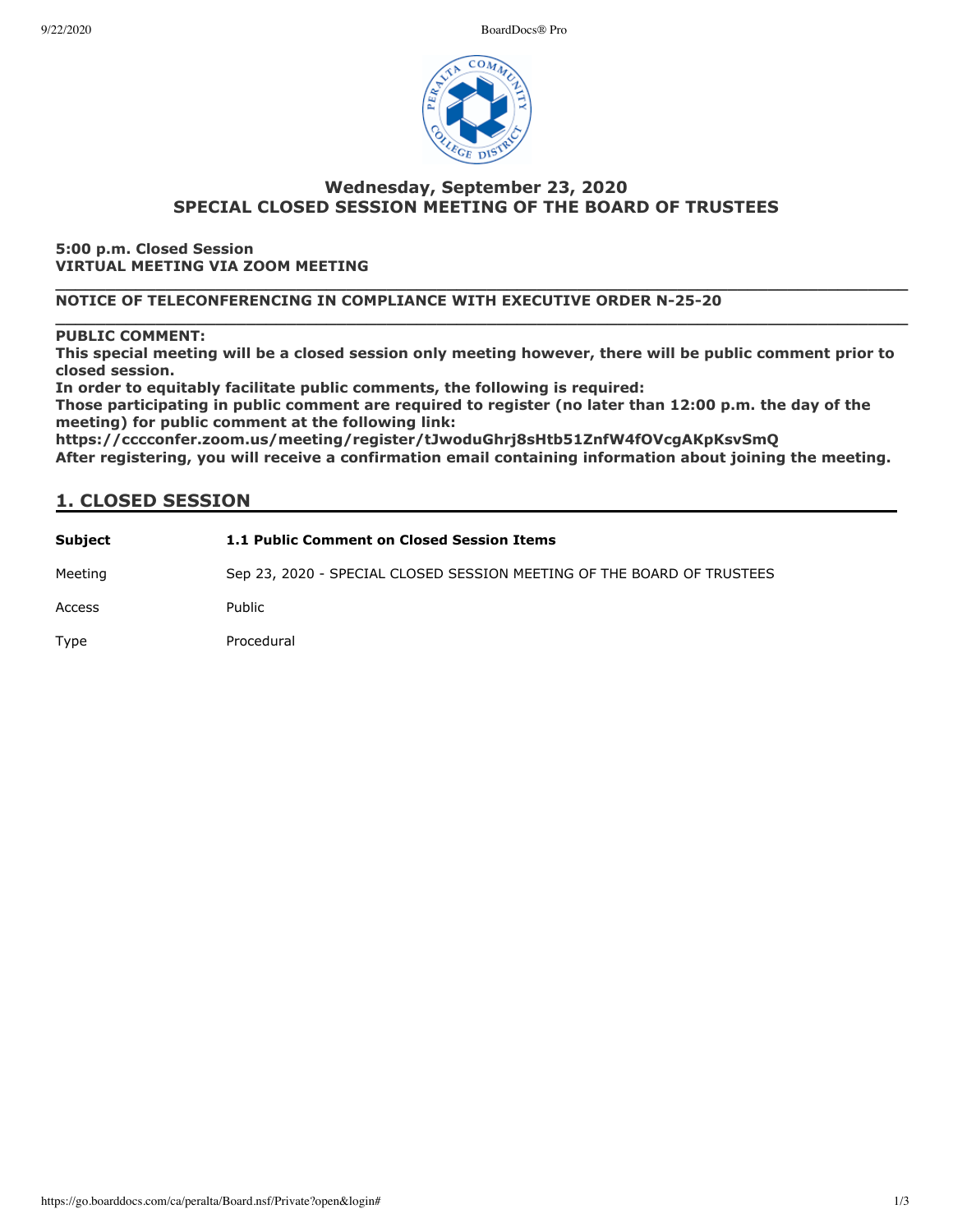# Wednesday, September 23, 2020
# SPECIAL CLOSED SESSION MEETING OF THE BOARD OF TRUSTEES

**5:00 p.m. Closed Session**
**VIRTUAL MEETING VIA ZOOM MEETING**

---

**NOTICE OF TELECONFERENCING IN COMPLIANCE WITH EXECUTIVE ORDER N-25-20**

---

**PUBLIC COMMENT:**
**This special meeting will be a closed session only meeting however, there will be public comment prior to closed session.**
**In order to equitably facilitate public comments, the following is required:**
**Those participating in public comment are required to register (no later than 12:00 p.m. the day of the meeting) for public comment at the following link:**
**https://cccconfer.zoom.us/meeting/register/tJwoduGhrj8sHtb51ZnfW4fOVcgAKpKsvSmQ**
**After registering, you will receive a confirmation email containing information about joining the meeting.**

## 1. CLOSED SESSION

| | |
|---|---|
| **Subject** | **1.1 Public Comment on Closed Session Items** |
| Meeting | Sep 23, 2020 - SPECIAL CLOSED SESSION MEETING OF THE BOARD OF TRUSTEES |
| Access | Public |
| Type | Procedural |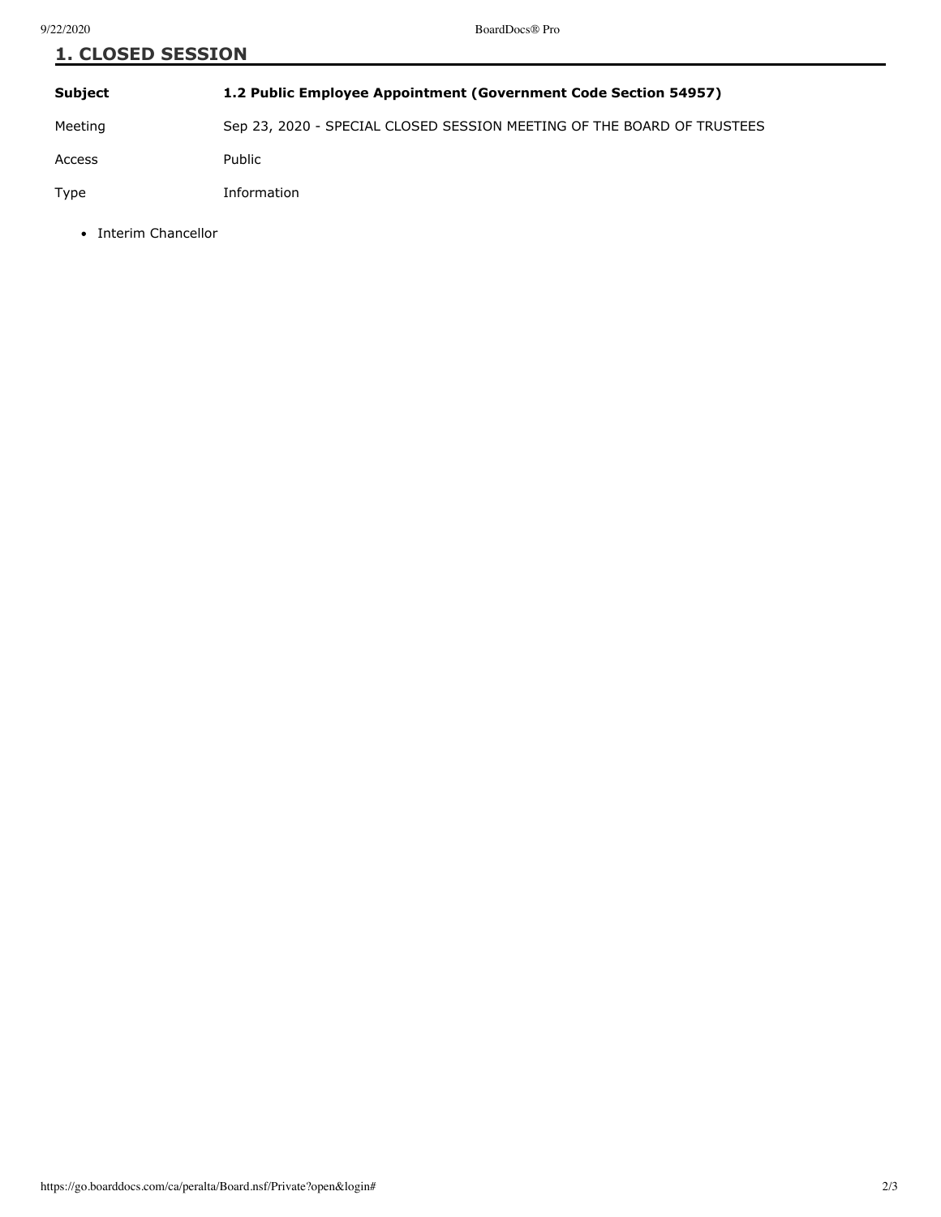## 1. CLOSED SESSION

| Subject | 1.2 Public Employee Appointment (Government Code Section 54957) |
| --- | --- |
| Meeting | Sep 23, 2020 - SPECIAL CLOSED SESSION MEETING OF THE BOARD OF TRUSTEES |
| Access | Public |
| Type | Information |

- Interim Chancellor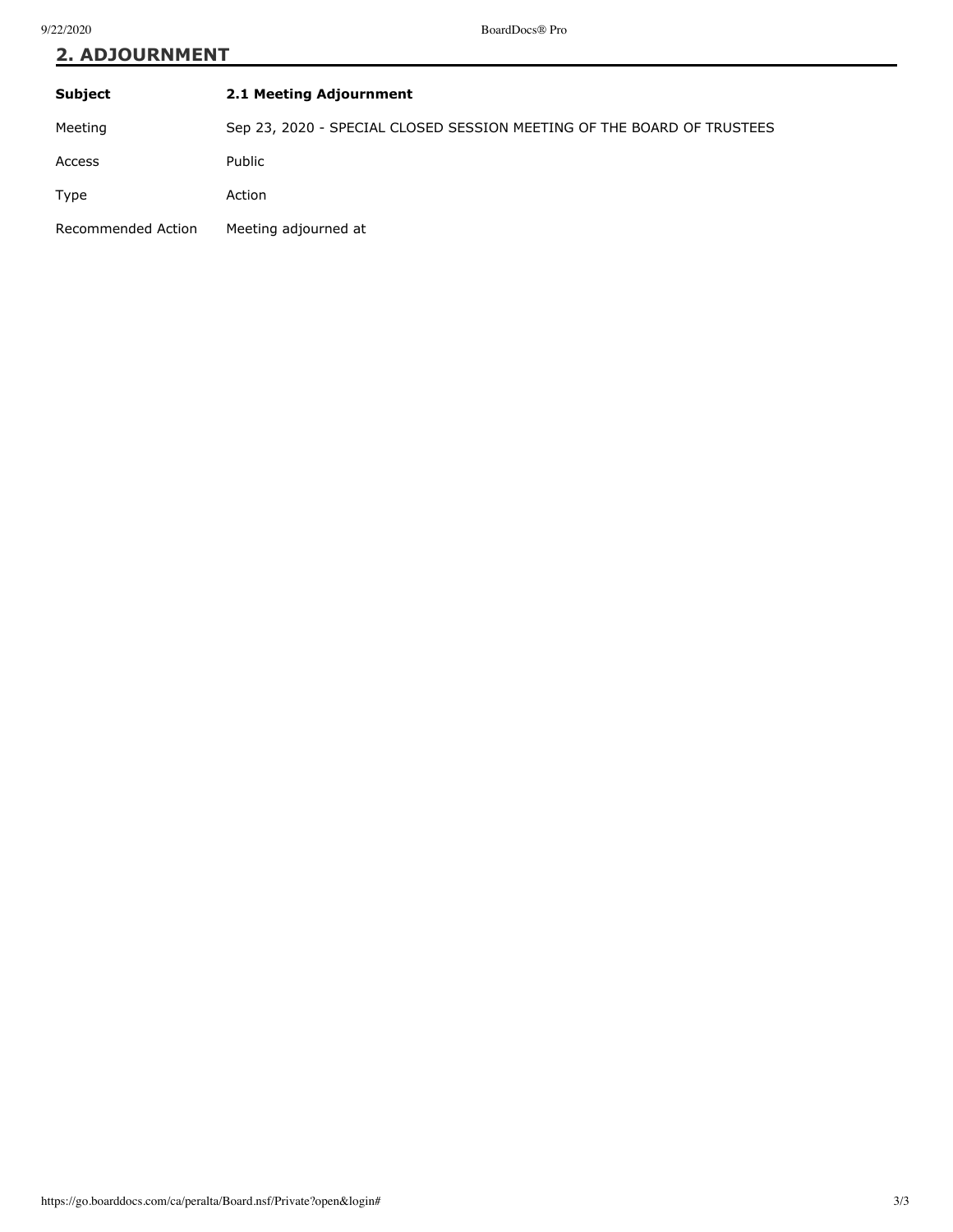## 2. ADJOURNMENT

| | |
|---|---|
| **Subject** | **2.1 Meeting Adjournment** |
| Meeting | Sep 23, 2020 - SPECIAL CLOSED SESSION MEETING OF THE BOARD OF TRUSTEES |
| Access | Public |
| Type | Action |
| Recommended Action | Meeting adjourned at |